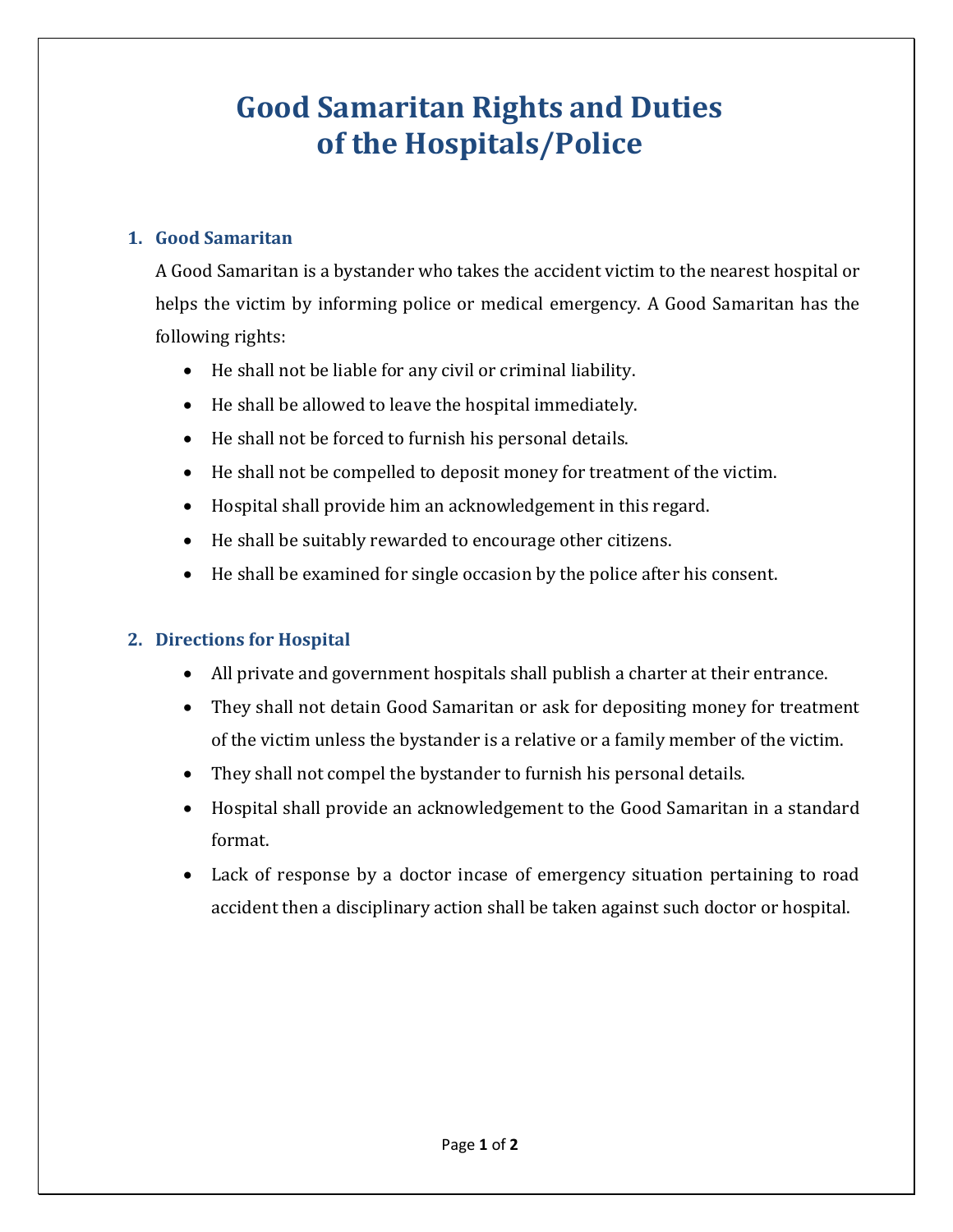# Good Samaritan Rights and Duties of the Hospitals/Police

## 1. Good Samaritan

A Good Samaritan is a bystander who takes the accident victim to the nearest hospital or helps the victim by informing police or medical emergency. A Good Samaritan has the following rights:

- He shall not be liable for any civil or criminal liability.
- He shall be allowed to leave the hospital immediately.
- He shall not be forced to furnish his personal details.
- He shall not be compelled to deposit money for treatment of the victim.
- Hospital shall provide him an acknowledgement in this regard.
- He shall be suitably rewarded to encourage other citizens.
- He shall be examined for single occasion by the police after his consent.

## 2. Directions for Hospital

- All private and government hospitals shall publish a charter at their entrance.
- They shall not detain Good Samaritan or ask for depositing money for treatment of the victim unless the bystander is a relative or a family member of the victim.
- They shall not compel the bystander to furnish his personal details.
- Hospital shall provide an acknowledgement to the Good Samaritan in a standard format.
- Lack of response by a doctor incase of emergency situation pertaining to road accident then a disciplinary action shall be taken against such doctor or hospital.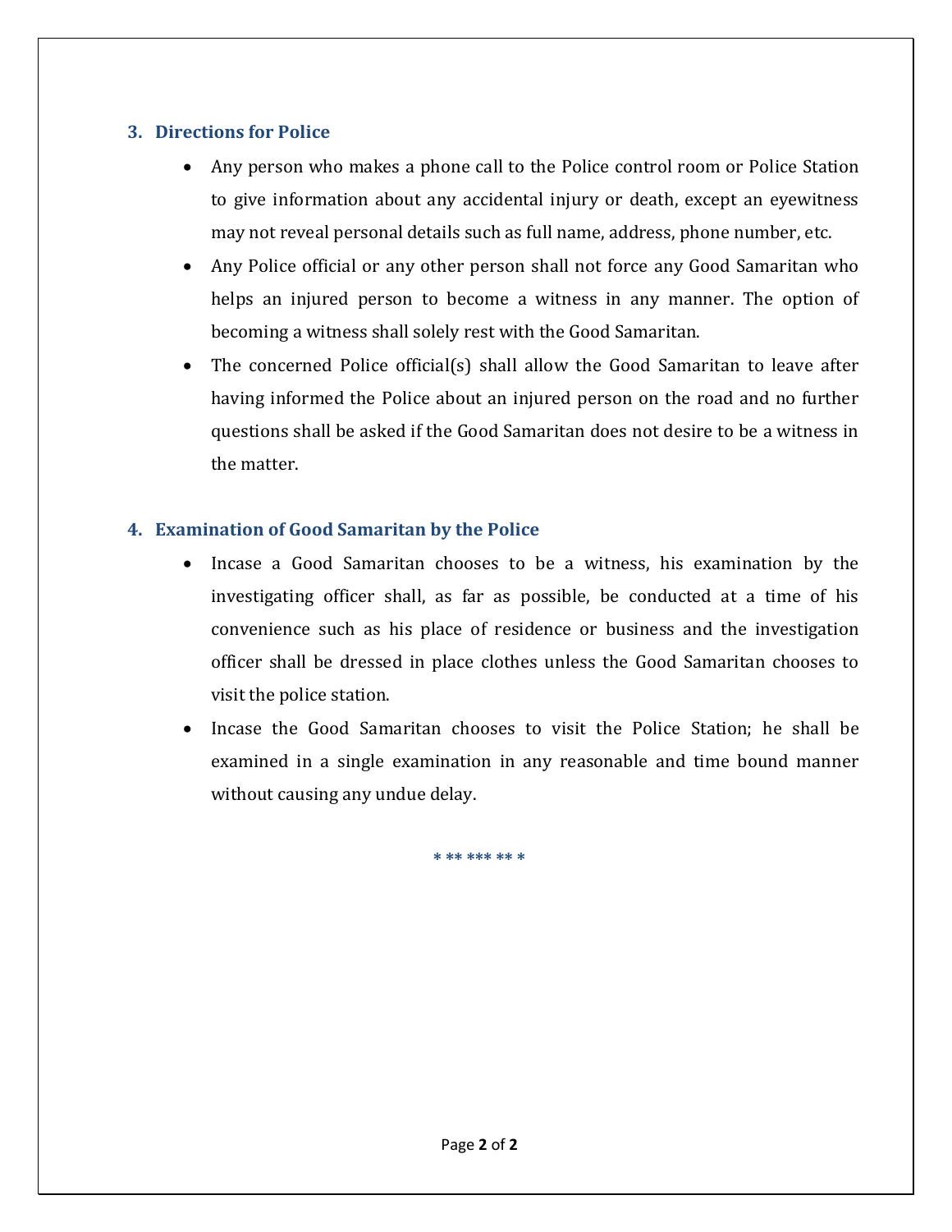### 3. Directions for Police

- Any person who makes a phone call to the Police control room or Police Station to give information about any accidental injury or death, except an eyewitness may not reveal personal details such as full name, address, phone number, etc.
- Any Police official or any other person shall not force any Good Samaritan who helps an injured person to become a witness in any manner. The option of becoming a witness shall solely rest with the Good Samaritan.
- The concerned Police official(s) shall allow the Good Samaritan to leave after having informed the Police about an injured person on the road and no further questions shall be asked if the Good Samaritan does not desire to be a witness in the matter.

### 4. Examination of Good Samaritan by the Police

- Incase a Good Samaritan chooses to be a witness, his examination by the investigating officer shall, as far as possible, be conducted at a time of his convenience such as his place of residence or business and the investigation officer shall be dressed in place clothes unless the Good Samaritan chooses to visit the police station.
- Incase the Good Samaritan chooses to visit the Police Station; he shall be examined in a single examination in any reasonable and time bound manner without causing any undue delay.

* ** *** ** *